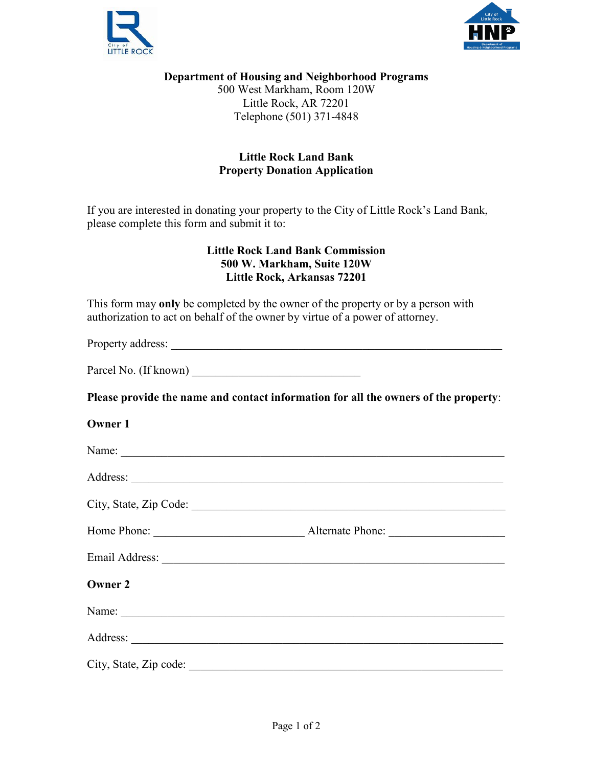**Department of Housing and Neighborhood Programs**
500 West Markham, Room 120W
Little Rock, AR 72201
Telephone (501) 371-4848

# Little Rock Land Bank
# Property Donation Application

If you are interested in donating your property to the City of Little Rock's Land Bank, please complete this form and submit it to:

**Little Rock Land Bank Commission**
**500 W. Markham, Suite 120W**
**Little Rock, Arkansas 72201**

This form may **only** be completed by the owner of the property or by a person with authorization to act on behalf of the owner by virtue of a power of attorney.

Property address: ___________________________________________________________

Parcel No. (If known) ______________________________

**Please provide the name and contact information for all the owners of the property**:

**Owner 1**

Name: ____________________________________________________________________

Address: __________________________________________________________________

City, State, Zip Code: ______________________________________________________

Home Phone: __________________________ Alternate Phone: ____________________

Email Address: ______________________________________________________________

**Owner 2**

Name: ____________________________________________________________________

Address: __________________________________________________________________

City, State, Zip code: ______________________________________________________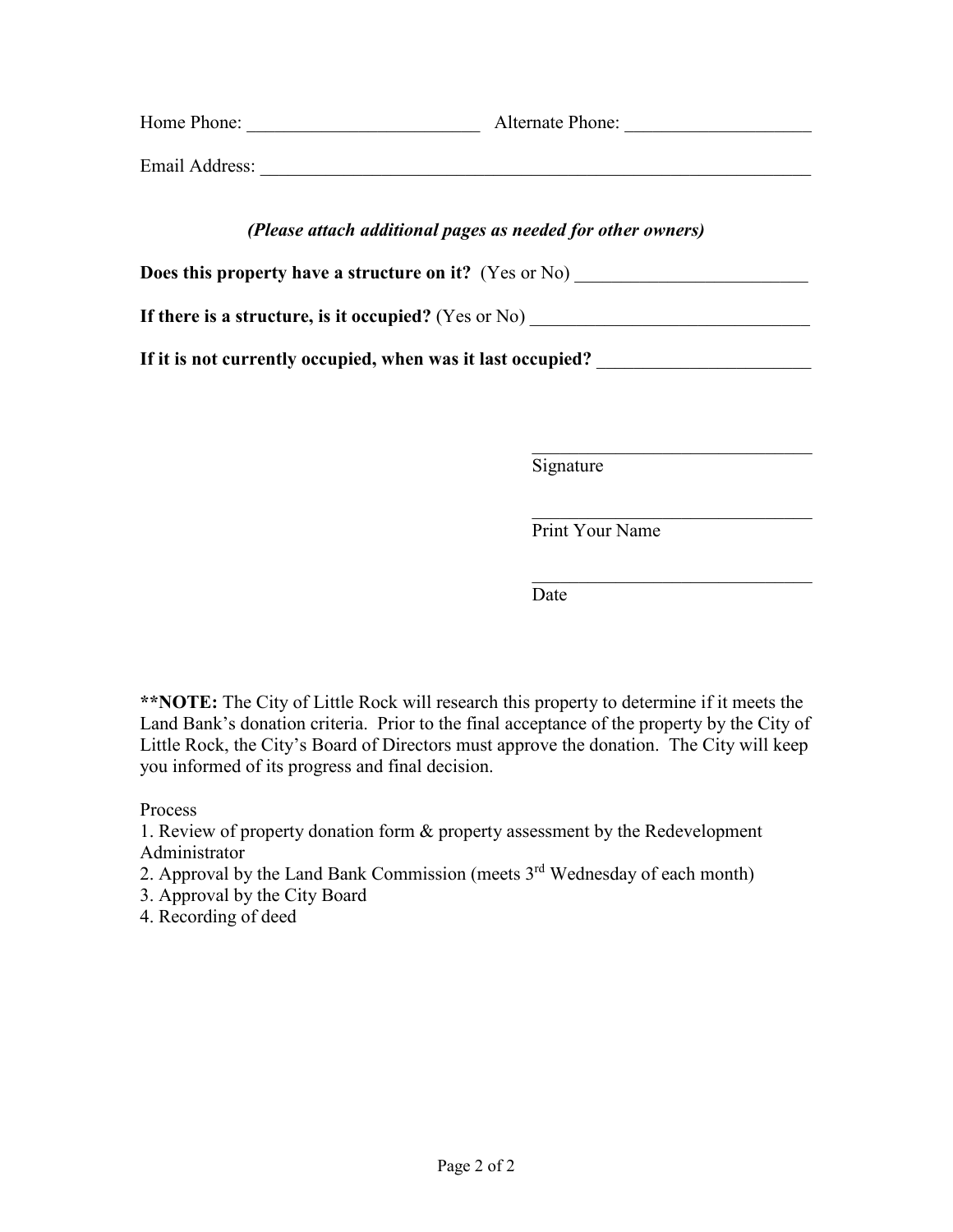Home Phone: _________________________ Alternate Phone: ____________________

Email Address: ____________________________________________________________

***(Please attach additional pages as needed for other owners)***

**Does this property have a structure on it?** (Yes or No) _________________________

**If there is a structure, is it occupied?** (Yes or No) ______________________________

**If it is not currently occupied, when was it last occupied?** _______________________

_______________________________
Signature

_______________________________
Print Your Name

_______________________________
Date

****NOTE:** The City of Little Rock will research this property to determine if it meets the Land Bank's donation criteria. Prior to the final acceptance of the property by the City of Little Rock, the City's Board of Directors must approve the donation. The City will keep you informed of its progress and final decision.

Process

1. Review of property donation form & property assessment by the Redevelopment Administrator
2. Approval by the Land Bank Commission (meets 3rd Wednesday of each month)
3. Approval by the City Board
4. Recording of deed